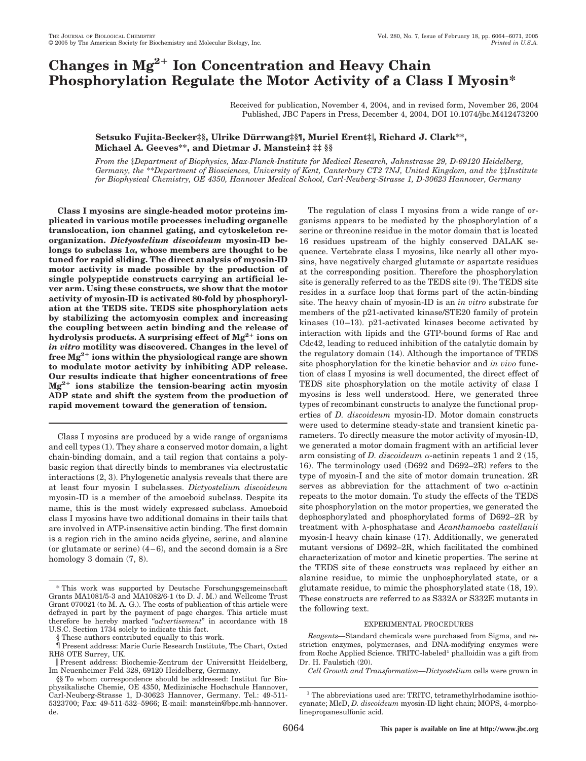# Changes in $Mg^{2+}$ Ion Concentration and Heavy Chain Phosphorylation Regulate the Motor Activity of a Class I Myosin*

Received for publication, November 4, 2004, and in revised form, November 26, 2004
Published, JBC Papers in Press, December 4, 2004, DOI 10.1074/jbc.M412473200

**Setsuko Fujita-Becker‡§, Ulrike Dürrwang‡§¶, Muriel Erent‡‖, Richard J. Clark**, Michael A. Geeves**, and Dietmar J. Manstein‡ ‡‡ §§**

*From the ‡Department of Biophysics, Max-Planck-Institute for Medical Research, Jahnstrasse 29, D-69120 Heidelberg, Germany, the **Department of Biosciences, University of Kent, Canterbury CT2 7NJ, United Kingdom, and the ‡‡Institute for Biophysical Chemistry, OE 4350, Hannover Medical School, Carl-Neuberg-Strasse 1, D-30623 Hannover, Germany*

**Class I myosins are single-headed motor proteins implicated in various motile processes including organelle translocation, ion channel gating, and cytoskeleton reorganization. *Dictyostelium discoideum* myosin-ID belongs to subclass 1α, whose members are thought to be tuned for rapid sliding. The direct analysis of myosin-ID motor activity is made possible by the production of single polypeptide constructs carrying an artificial lever arm. Using these constructs, we show that the motor activity of myosin-ID is activated 80-fold by phosphorylation at the TEDS site. TEDS site phosphorylation acts by stabilizing the actomyosin complex and increasing the coupling between actin binding and the release of hydrolysis products. A surprising effect of $Mg^{2+}$ ions on *in vitro* motility was discovered. Changes in the level of free $Mg^{2+}$ ions within the physiological range are shown to modulate motor activity by inhibiting ADP release. Our results indicate that higher concentrations of free $Mg^{2+}$ ions stabilize the tension-bearing actin myosin ADP state and shift the system from the production of rapid movement toward the generation of tension.**

Class I myosins are produced by a wide range of organisms and cell types (1). They share a conserved motor domain, a light chain-binding domain, and a tail region that contains a polybasic region that directly binds to membranes via electrostatic interactions (2, 3). Phylogenetic analysis reveals that there are at least four myosin I subclasses. *Dictyostelium discoideum* myosin-ID is a member of the amoeboid subclass. Despite its name, this is the most widely expressed subclass. Amoeboid class I myosins have two additional domains in their tails that are involved in ATP-insensitive actin binding. The first domain is a region rich in the amino acids glycine, serine, and alanine (or glutamate or serine) (4–6), and the second domain is a Src homology 3 domain (7, 8).

The regulation of class I myosins from a wide range of organisms appears to be mediated by the phosphorylation of a serine or threonine residue in the motor domain that is located 16 residues upstream of the highly conserved DALAK sequence. Vertebrate class I myosins, like nearly all other myosins, have negatively charged glutamate or aspartate residues at the corresponding position. Therefore the phosphorylation site is generally referred to as the TEDS site (9). The TEDS site resides in a surface loop that forms part of the actin-binding site. The heavy chain of myosin-ID is an *in vitro* substrate for members of the p21-activated kinase/STE20 family of protein kinases (10–13). p21-activated kinases become activated by interaction with lipids and the GTP-bound forms of Rac and Cdc42, leading to reduced inhibition of the catalytic domain by the regulatory domain (14). Although the importance of TEDS site phosphorylation for the kinetic behavior and *in vivo* function of class I myosins is well documented, the direct effect of TEDS site phosphorylation on the motile activity of class I myosins is less well understood. Here, we generated three types of recombinant constructs to analyze the functional properties of *D. discoideum* myosin-ID. Motor domain constructs were used to determine steady-state and transient kinetic parameters. To directly measure the motor activity of myosin-ID, we generated a motor domain fragment with an artificial lever arm consisting of *D. discoideum* α-actinin repeats 1 and 2 (15, 16). The terminology used (D692 and D692–2R) refers to the type of myosin-I and the site of motor domain truncation. 2R serves as abbreviation for the attachment of two α-actinin repeats to the motor domain. To study the effects of the TEDS site phosphorylation on the motor properties, we generated the dephosphorylated and phosphorylated forms of D692–2R by treatment with λ-phosphatase and *Acanthamoeba castellanii* myosin-I heavy chain kinase (17). Additionally, we generated mutant versions of D692–2R, which facilitated the combined characterization of motor and kinetic properties. The serine at the TEDS site of these constructs was replaced by either an alanine residue, to mimic the unphosphorylated state, or a glutamate residue, to mimic the phosphorylated state (18, 19). These constructs are referred to as S332A or S332E mutants in the following text.

## EXPERIMENTAL PROCEDURES

*Reagents*—Standard chemicals were purchased from Sigma, and restriction enzymes, polymerases, and DNA-modifying enzymes were from Roche Applied Science. TRITC-labeled[1] phalloidin was a gift from Dr. H. Faulstich (20).

*Cell Growth and Transformation*—*Dictyostelium* cells were grown in

---

\* This work was supported by Deutsche Forschungsgemeinschaft Grants MA1081/5-3 and MA1082/6-1 (to D. J. M.) and Wellcome Trust Grant 070021 (to M. A. G.). The costs of publication of this article were defrayed in part by the payment of page charges. This article must therefore be hereby marked "*advertisement*" in accordance with 18 U.S.C. Section 1734 solely to indicate this fact.

§ These authors contributed equally to this work.

¶ Present address: Marie Curie Research Institute, The Chart, Oxted RH8 OTE Surrey, UK.

‖ Present address: Biochemie-Zentrum der Universität Heidelberg, Im Neuenheimer Feld 328, 69120 Heidelberg, Germany.

§§ To whom correspondence should be addressed: Institut für Biophysikalische Chemie, OE 4350, Medizinische Hochschule Hannover, Carl-Neuberg-Strasse 1, D-30623 Hannover, Germany. Tel.: 49-511-5323700; Fax: 49-511-532–5966; E-mail: manstein@bpc.mh-hannover.de.

[1] The abbreviations used are: TRITC, tetramethylrhodamine isothiocyanate; MlcD, *D. discoideum* myosin-ID light chain; MOPS, 4-morpholinepropanesulfonic acid.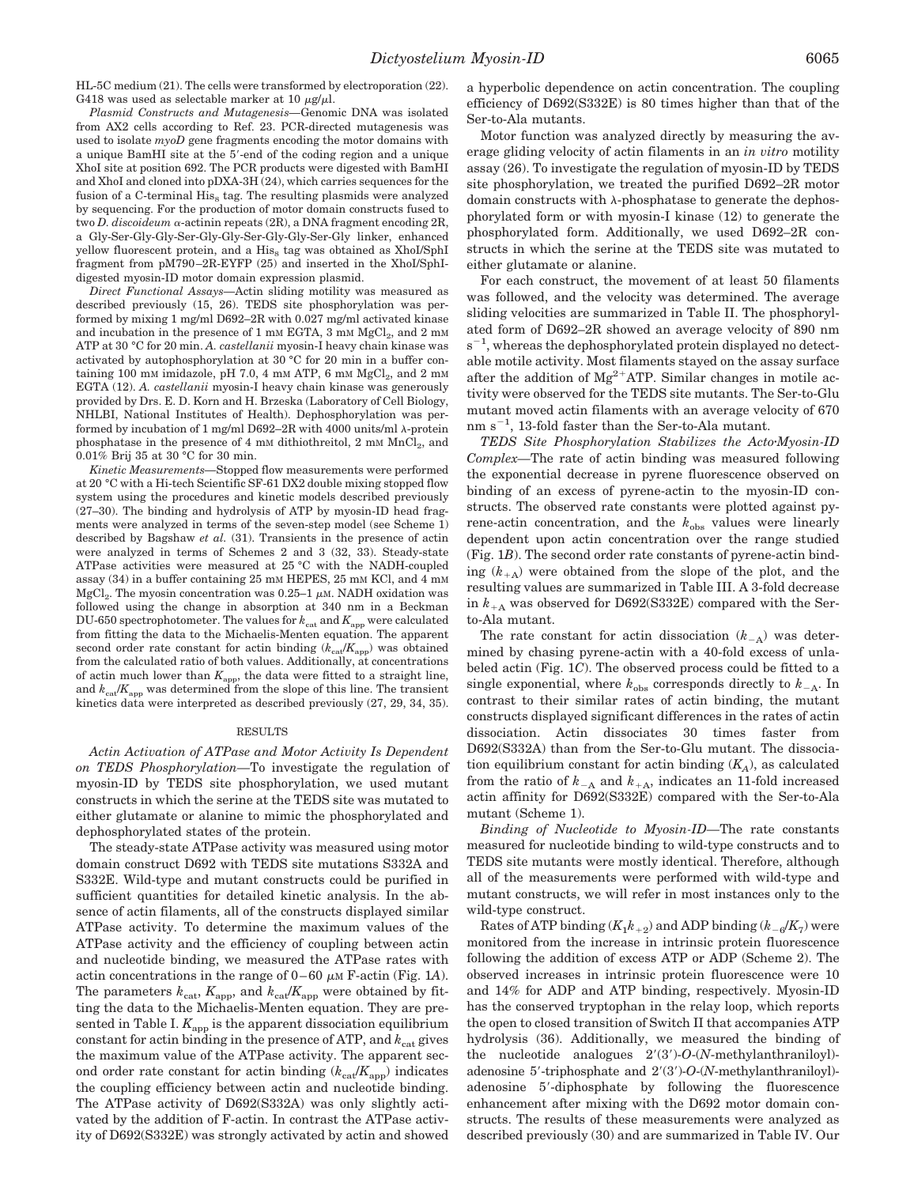HL-5C medium (21). The cells were transformed by electroporation (22). G418 was used as selectable marker at 10 μg/μl.

*Plasmid Constructs and Mutagenesis*—Genomic DNA was isolated from AX2 cells according to Ref. 23. PCR-directed mutagenesis was used to isolate *myoD* gene fragments encoding the motor domains with a unique BamHI site at the 5′-end of the coding region and a unique XhoI site at position 692. The PCR products were digested with BamHI and XhoI and cloned into pDXA-3H (24), which carries sequences for the fusion of a C-terminal $His_8$ tag. The resulting plasmids were analyzed by sequencing. For the production of motor domain constructs fused to two *D. discoideum* α-actinin repeats (2R), a DNA fragment encoding 2R, a Gly-Ser-Gly-Gly-Ser-Gly-Gly-Ser-Gly-Gly-Ser-Gly linker, enhanced yellow fluorescent protein, and a $His_8$ tag was obtained as XhoI/SphI fragment from pM790–2R-EYFP (25) and inserted in the XhoI/SphI-digested myosin-ID motor domain expression plasmid.

*Direct Functional Assays*—Actin sliding motility was measured as described previously (15, 26). TEDS site phosphorylation was performed by mixing 1 mg/ml D692–2R with 0.027 mg/ml activated kinase and incubation in the presence of 1 mM EGTA, 3 mM $MgCl_2$, and 2 mM ATP at 30 °C for 20 min. *A. castellanii* myosin-I heavy chain kinase was activated by autophosphorylation at 30 °C for 20 min in a buffer containing 100 mM imidazole, pH 7.0, 4 mM ATP, 6 mM $MgCl_2$, and 2 mM EGTA (12). *A. castellanii* myosin-I heavy chain kinase was generously provided by Drs. E. D. Korn and H. Brzeska (Laboratory of Cell Biology, NHLBI, National Institutes of Health). Dephosphorylation was performed by incubation of 1 mg/ml D692–2R with 4000 units/ml λ-protein phosphatase in the presence of 4 mM dithiothreitol, 2 mM $MnCl_2$, and 0.01% Brij 35 at 30 °C for 30 min.

*Kinetic Measurements*—Stopped flow measurements were performed at 20 °C with a Hi-tech Scientific SF-61 DX2 double mixing stopped flow system using the procedures and kinetic models described previously (27–30). The binding and hydrolysis of ATP by myosin-ID head fragments were analyzed in terms of the seven-step model (see Scheme 1) described by Bagshaw *et al.* (31). Transients in the presence of actin were analyzed in terms of Schemes 2 and 3 (32, 33). Steady-state ATPase activities were measured at 25 °C with the NADH-coupled assay (34) in a buffer containing 25 mM HEPES, 25 mM KCl, and 4 mM $MgCl_2$. The myosin concentration was 0.25–1 μM. NADH oxidation was followed using the change in absorption at 340 nm in a Beckman DU-650 spectrophotometer. The values for $k_{cat}$ and $K_{app}$ were calculated from fitting the data to the Michaelis-Menten equation. The apparent second order rate constant for actin binding ($k_{cat}/K_{app}$) was obtained from the calculated ratio of both values. Additionally, at concentrations of actin much lower than $K_{app}$, the data were fitted to a straight line, and $k_{cat}/K_{app}$ was determined from the slope of this line. The transient kinetics data were interpreted as described previously (27, 29, 34, 35).

## RESULTS

*Actin Activation of ATPase and Motor Activity Is Dependent on TEDS Phosphorylation*—To investigate the regulation of myosin-ID by TEDS site phosphorylation, we used mutant constructs in which the serine at the TEDS site was mutated to either glutamate or alanine to mimic the phosphorylated and dephosphorylated states of the protein.

The steady-state ATPase activity was measured using motor domain construct D692 with TEDS site mutations S332A and S332E. Wild-type and mutant constructs could be purified in sufficient quantities for detailed kinetic analysis. In the absence of actin filaments, all of the constructs displayed similar ATPase activity. To determine the maximum values of the ATPase activity and the efficiency of coupling between actin and nucleotide binding, we measured the ATPase rates with actin concentrations in the range of 0–60 μM F-actin (Fig. 1*A*). The parameters $k_{cat}$, $K_{app}$, and $k_{cat}/K_{app}$ were obtained by fitting the data to the Michaelis-Menten equation. They are presented in Table I. $K_{app}$ is the apparent dissociation equilibrium constant for actin binding in the presence of ATP, and $k_{cat}$ gives the maximum value of the ATPase activity. The apparent second order rate constant for actin binding ($k_{cat}/K_{app}$) indicates the coupling efficiency between actin and nucleotide binding. The ATPase activity of D692(S332A) was only slightly activated by the addition of F-actin. In contrast the ATPase activity of D692(S332E) was strongly activated by actin and showed a hyperbolic dependence on actin concentration. The coupling efficiency of D692(S332E) is 80 times higher than that of the Ser-to-Ala mutants.

Motor function was analyzed directly by measuring the average gliding velocity of actin filaments in an *in vitro* motility assay (26). To investigate the regulation of myosin-ID by TEDS site phosphorylation, we treated the purified D692–2R motor domain constructs with λ-phosphatase to generate the dephosphorylated form or with myosin-I kinase (12) to generate the phosphorylated form. Additionally, we used D692–2R constructs in which the serine at the TEDS site was mutated to either glutamate or alanine.

For each construct, the movement of at least 50 filaments was followed, and the velocity was determined. The average sliding velocities are summarized in Table II. The phosphorylated form of D692–2R showed an average velocity of 890 nm $s^{-1}$, whereas the dephosphorylated protein displayed no detectable motile activity. Most filaments stayed on the assay surface after the addition of $Mg^{2+}$ATP. Similar changes in motile activity were observed for the TEDS site mutants. The Ser-to-Glu mutant moved actin filaments with an average velocity of 670 nm $s^{-1}$, 13-fold faster than the Ser-to-Ala mutant.

*TEDS Site Phosphorylation Stabilizes the Acto·Myosin-ID Complex*—The rate of actin binding was measured following the exponential decrease in pyrene fluorescence observed on binding of an excess of pyrene-actin to the myosin-ID constructs. The observed rate constants were plotted against pyrene-actin concentration, and the $k_{obs}$ values were linearly dependent upon actin concentration over the range studied (Fig. 1*B*). The second order rate constants of pyrene-actin binding ($k_{+A}$) were obtained from the slope of the plot, and the resulting values are summarized in Table III. A 3-fold decrease in $k_{+A}$ was observed for D692(S332E) compared with the Ser-to-Ala mutant.

The rate constant for actin dissociation ($k_{-A}$) was determined by chasing pyrene-actin with a 40-fold excess of unlabeled actin (Fig. 1*C*). The observed process could be fitted to a single exponential, where $k_{obs}$ corresponds directly to $k_{-A}$. In contrast to their similar rates of actin binding, the mutant constructs displayed significant differences in the rates of actin dissociation. Actin dissociates 30 times faster from D692(S332A) than from the Ser-to-Glu mutant. The dissociation equilibrium constant for actin binding ($K_A$), as calculated from the ratio of $k_{-A}$ and $k_{+A}$, indicates an 11-fold increased actin affinity for D692(S332E) compared with the Ser-to-Ala mutant (Scheme 1).

*Binding of Nucleotide to Myosin-ID*—The rate constants measured for nucleotide binding to wild-type constructs and to TEDS site mutants were mostly identical. Therefore, although all of the measurements were performed with wild-type and mutant constructs, we will refer in most instances only to the wild-type construct.

Rates of ATP binding ($K_1k_{+2}$) and ADP binding ($k_{-6}/K_7$) were monitored from the increase in intrinsic protein fluorescence following the addition of excess ATP or ADP (Scheme 2). The observed increases in intrinsic protein fluorescence were 10 and 14% for ADP and ATP binding, respectively. Myosin-ID has the conserved tryptophan in the relay loop, which reports the open to closed transition of Switch II that accompanies ATP hydrolysis (36). Additionally, we measured the binding of the nucleotide analogues 2′(3′)-*O*-(*N*-methylanthraniloyl)-adenosine 5′-triphosphate and 2′(3′)-*O*-(*N*-methylanthraniloyl)-adenosine 5′-diphosphate by following the fluorescence enhancement after mixing with the D692 motor domain constructs. The results of these measurements were analyzed as described previously (30) and are summarized in Table IV. Our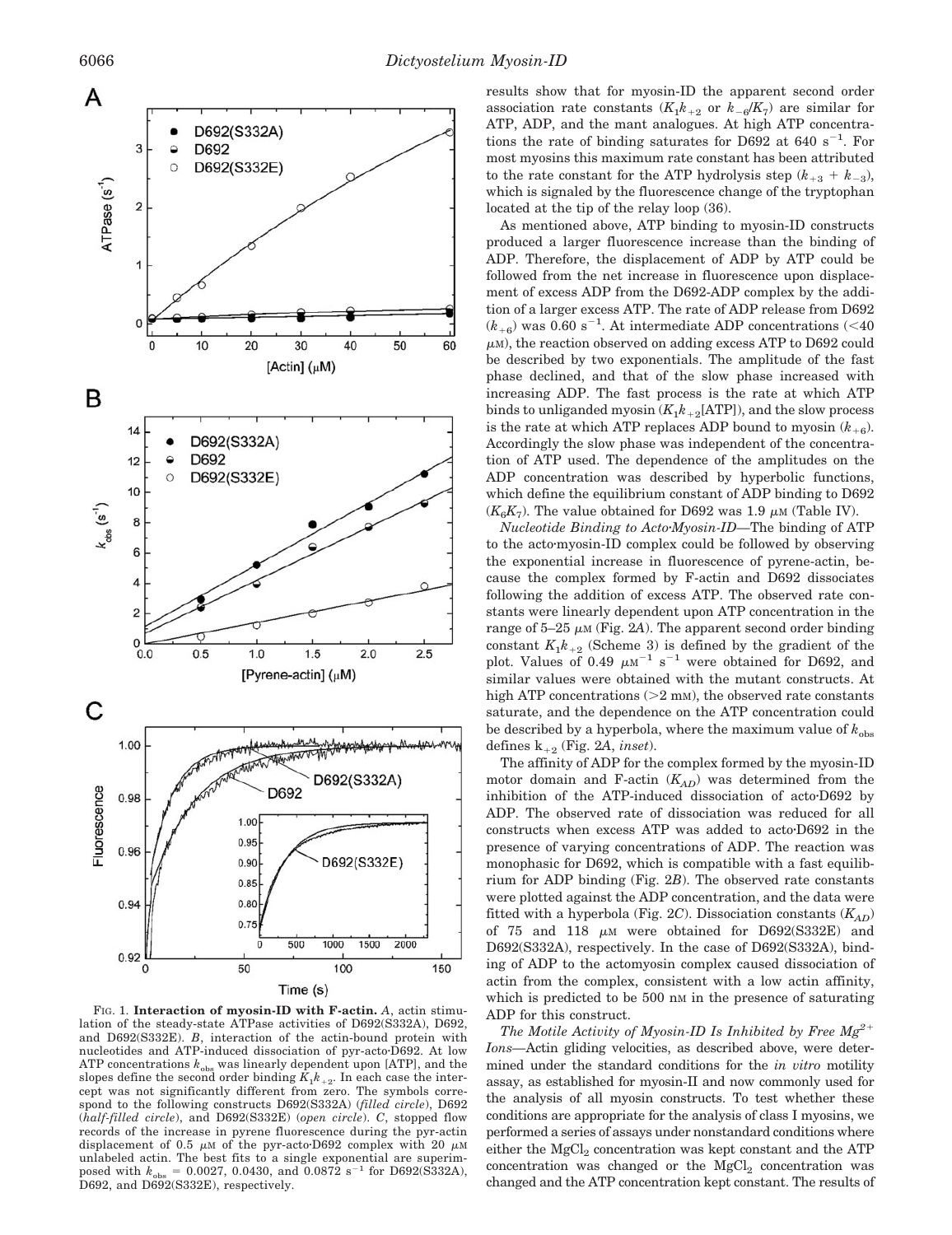FIG. 1. **Interaction of myosin-ID with F-actin.** *A*, actin stimulation of the steady-state ATPase activities of D692(S332A), D692, and D692(S332E). *B*, interaction of the actin-bound protein with nucleotides and ATP-induced dissociation of pyr-acto·D692. At low ATP concentrations $k_{obs}$ was linearly dependent upon [ATP], and the slopes define the second order binding $K_1k_{+2}$. In each case the intercept was not significantly different from zero. The symbols correspond to the following constructs D692(S332A) (*filled circle*), D692 (*half-filled circle*), and D692(S332E) (*open circle*). *C*, stopped flow records of the increase in pyrene fluorescence during the pyr-actin displacement of 0.5 μM of the pyr-acto·D692 complex with 20 μM unlabeled actin. The best fits to a single exponential are superimposed with $k_{obs}$ = 0.0027, 0.0430, and 0.0872 $s^{-1}$ for D692(S332A), D692, and D692(S332E), respectively.

results show that for myosin-ID the apparent second order association rate constants ($K_1k_{+2}$ or $k_{-6}/K_7$) are similar for ATP, ADP, and the mant analogues. At high ATP concentrations the rate of binding saturates for D692 at 640 $s^{-1}$. For most myosins this maximum rate constant has been attributed to the rate constant for the ATP hydrolysis step ($k_{+3} + k_{-3}$), which is signaled by the fluorescence change of the tryptophan located at the tip of the relay loop (36).

As mentioned above, ATP binding to myosin-ID constructs produced a larger fluorescence increase than the binding of ADP. Therefore, the displacement of ADP by ATP could be followed from the net increase in fluorescence upon displacement of excess ADP from the D692-ADP complex by the addition of a larger excess ATP. The rate of ADP release from D692 ($k_{+6}$) was 0.60 $s^{-1}$. At intermediate ADP concentrations (<40 μM), the reaction observed on adding excess ATP to D692 could be described by two exponentials. The amplitude of the fast phase declined, and that of the slow phase increased with increasing ADP. The fast process is the rate at which ATP binds to unliganded myosin ($K_1k_{+2}$[ATP]), and the slow process is the rate at which ATP replaces ADP bound to myosin ($k_{+6}$). Accordingly the slow phase was independent of the concentration of ATP used. The dependence of the amplitudes on the ADP concentration was described by hyperbolic functions, which define the equilibrium constant of ADP binding to D692 ($K_6K_7$). The value obtained for D692 was 1.9 μM (Table IV).

*Nucleotide Binding to Acto·Myosin-ID*—The binding of ATP to the acto·myosin-ID complex could be followed by observing the exponential increase in fluorescence of pyrene-actin, because the complex formed by F-actin and D692 dissociates following the addition of excess ATP. The observed rate constants were linearly dependent upon ATP concentration in the range of 5–25 μM (Fig. 2*A*). The apparent second order binding constant $K_1k_{+2}$ (Scheme 3) is defined by the gradient of the plot. Values of 0.49 $\mu M^{-1}$ $s^{-1}$ were obtained for D692, and similar values were obtained with the mutant constructs. At high ATP concentrations (>2 mM), the observed rate constants saturate, and the dependence on the ATP concentration could be described by a hyperbola, where the maximum value of $k_{obs}$ defines $k_{+2}$ (Fig. 2*A*, *inset*).

The affinity of ADP for the complex formed by the myosin-ID motor domain and F-actin ($K_{AD}$) was determined from the inhibition of the ATP-induced dissociation of acto·D692 by ADP. The observed rate of dissociation was reduced for all constructs when excess ATP was added to acto·D692 in the presence of varying concentrations of ADP. The reaction was monophasic for D692, which is compatible with a fast equilibrium for ADP binding (Fig. 2*B*). The observed rate constants were plotted against the ADP concentration, and the data were fitted with a hyperbola (Fig. 2*C*). Dissociation constants ($K_{AD}$) of 75 and 118 μM were obtained for D692(S332E) and D692(S332A), respectively. In the case of D692(S332A), binding of ADP to the actomyosin complex caused dissociation of actin from the complex, consistent with a low actin affinity, which is predicted to be 500 nM in the presence of saturating ADP for this construct.

*The Motile Activity of Myosin-ID Is Inhibited by Free $Mg^{2+}$ Ions*—Actin gliding velocities, as described above, were determined under the standard conditions for the *in vitro* motility assay, as established for myosin-II and now commonly used for the analysis of all myosin constructs. To test whether these conditions are appropriate for the analysis of class I myosins, we performed a series of assays under nonstandard conditions where either the $MgCl_2$ concentration was kept constant and the ATP concentration was changed or the $MgCl_2$ concentration was changed and the ATP concentration kept constant. The results of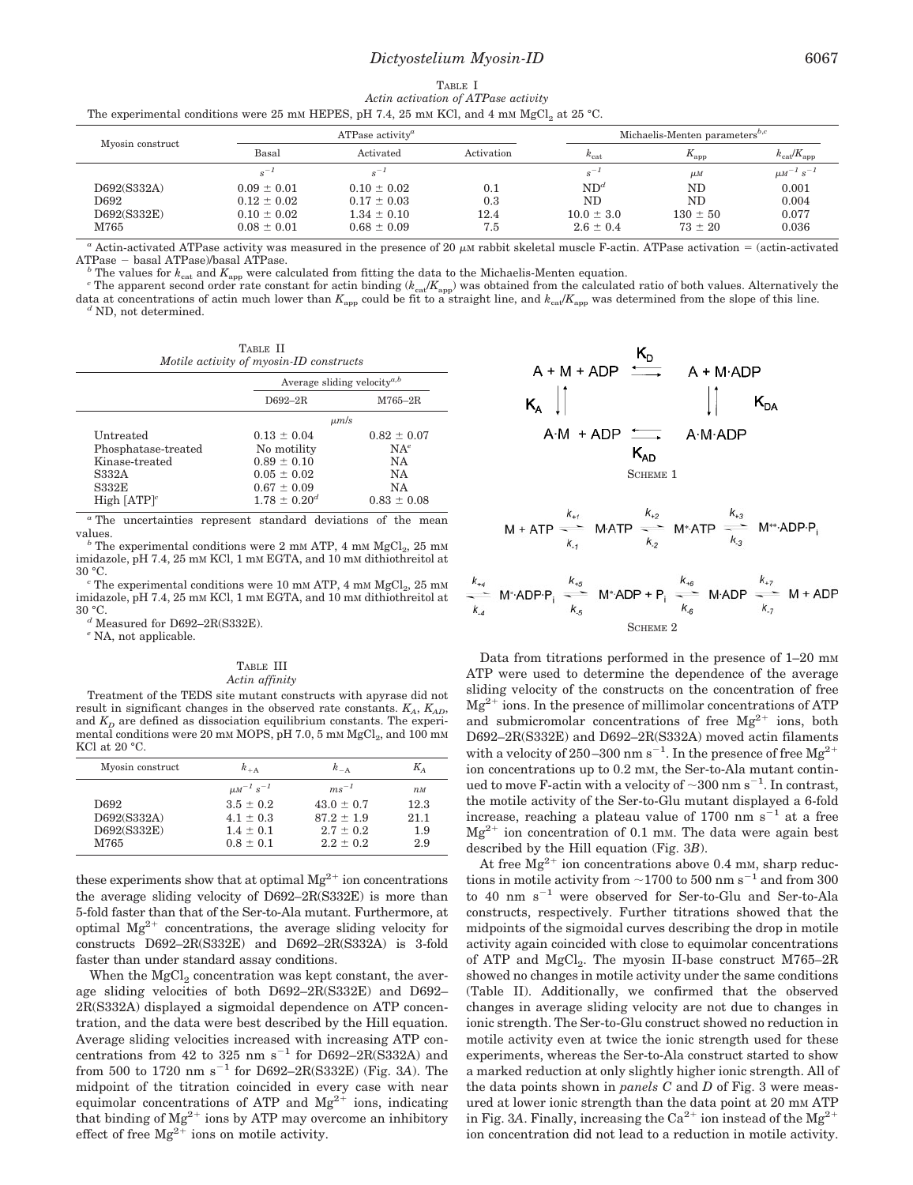TABLE I
*Actin activation of ATPase activity*

The experimental conditions were 25 mM HEPES, pH 7.4, 25 mM KCl, and 4 mM $MgCl_2$ at 25 °C.

| Myosin construct | ATPase activity[a] | | | Michaelis-Menten parameters[b,c] | | |
|---|---|---|---|---|---|---|
| | Basal | Activated | Activation | $k_{cat}$ | $K_{app}$ | $k_{cat}/K_{app}$ |
| | $s^{-1}$ | $s^{-1}$ | | $s^{-1}$ | $\mu M$ | $\mu M^{-1} s^{-1}$ |
| D692(S332A) | 0.09 ± 0.01 | 0.10 ± 0.02 | 0.1 | ND[d] | ND | 0.001 |
| D692 | 0.12 ± 0.02 | 0.17 ± 0.03 | 0.3 | ND | ND | 0.004 |
| D692(S332E) | 0.10 ± 0.02 | 1.34 ± 0.10 | 12.4 | 10.0 ± 3.0 | 130 ± 50 | 0.077 |
| M765 | 0.08 ± 0.01 | 0.68 ± 0.09 | 7.5 | 2.6 ± 0.4 | 73 ± 20 | 0.036 |

[a] Actin-activated ATPase activity was measured in the presence of 20 μM rabbit skeletal muscle F-actin. ATPase activation = (actin-activated ATPase − basal ATPase)/basal ATPase.

[b] The values for $k_{cat}$ and $K_{app}$ were calculated from fitting the data to the Michaelis-Menten equation.

[c] The apparent second order rate constant for actin binding ($k_{cat}/K_{app}$) was obtained from the calculated ratio of both values. Alternatively the data at concentrations of actin much lower than $K_{app}$ could be fit to a straight line, and $k_{cat}/K_{app}$ was determined from the slope of this line.

[d] ND, not determined.

TABLE II
*Motile activity of myosin-ID constructs*

| | Average sliding velocity[a,b] | |
|---|---|---|
| | D692–2R | M765–2R |
| | $\mu m/s$ | |
| Untreated | 0.13 ± 0.04 | 0.82 ± 0.07 |
| Phosphatase-treated | No motility | NA[e] |
| Kinase-treated | 0.89 ± 0.10 | NA |
| S332A | 0.05 ± 0.02 | NA |
| S332E | 0.67 ± 0.09 | NA |
| High [ATP][c] | 1.78 ± 0.20[d] | 0.83 ± 0.08 |

[a] The uncertainties represent standard deviations of the mean values.

[b] The experimental conditions were 2 mM ATP, 4 mM $MgCl_2$, 25 mM imidazole, pH 7.4, 25 mM KCl, 1 mM EGTA, and 10 mM dithiothreitol at 30 °C.

[c] The experimental conditions were 10 mM ATP, 4 mM $MgCl_2$, 25 mM imidazole, pH 7.4, 25 mM KCl, 1 mM EGTA, and 10 mM dithiothreitol at 30 °C.

[d] Measured for D692–2R(S332E).

[e] NA, not applicable.

TABLE III
*Actin affinity*

Treatment of the TEDS site mutant constructs with apyrase did not result in significant changes in the observed rate constants. $K_A$, $K_{AD}$, and $K_D$ are defined as dissociation equilibrium constants. The experimental conditions were 20 mM MOPS, pH 7.0, 5 mM $MgCl_2$, and 100 mM KCl at 20 °C.

| Myosin construct | $k_{+A}$ | $k_{-A}$ | $K_A$ |
|---|---|---|---|
| | $\mu M^{-1} s^{-1}$ | $ms^{-1}$ | $nM$ |
| D692 | 3.5 ± 0.2 | 43.0 ± 0.7 | 12.3 |
| D692(S332A) | 4.1 ± 0.3 | 87.2 ± 1.9 | 21.1 |
| D692(S332E) | 1.4 ± 0.1 | 2.7 ± 0.2 | 1.9 |
| M765 | 0.8 ± 0.1 | 2.2 ± 0.2 | 2.9 |

these experiments show that at optimal $Mg^{2+}$ ion concentrations the average sliding velocity of D692–2R(S332E) is more than 5-fold faster than that of the Ser-to-Ala mutant. Furthermore, at optimal $Mg^{2+}$ concentrations, the average sliding velocity for constructs D692–2R(S332E) and D692–2R(S332A) is 3-fold faster than under standard assay conditions.

When the $MgCl_2$ concentration was kept constant, the average sliding velocities of both D692–2R(S332E) and D692–2R(S332A) displayed a sigmoidal dependence on ATP concentration, and the data were best described by the Hill equation. Average sliding velocities increased with increasing ATP concentrations from 42 to 325 nm $s^{-1}$ for D692–2R(S332A) and from 500 to 1720 nm $s^{-1}$ for D692–2R(S332E) (Fig. 3*A*). The midpoint of the titration coincided in every case with near equimolar concentrations of ATP and $Mg^{2+}$ ions, indicating that binding of $Mg^{2+}$ ions by ATP may overcome an inhibitory effect of free $Mg^{2+}$ ions on motile activity.

$$
\begin{array}{ccc}
A + M + ADP & \overset{K_D}{\rightleftharpoons} & A + M{\cdot}ADP \\
K_A \updownarrow & & \updownarrow K_{DA} \\
A{\cdot}M + ADP & \underset{K_{AD}}{\rightleftharpoons} & A{\cdot}M{\cdot}ADP
\end{array}
$$

SCHEME 1

$$
M + ATP \underset{k_{-1}}{\overset{k_{+1}}{\rightleftharpoons}} M{\cdot}ATP \underset{k_{-2}}{\overset{k_{+2}}{\rightleftharpoons}} M^{*}{\cdot}ATP \underset{k_{-3}}{\overset{k_{+3}}{\rightleftharpoons}} M^{**}{\cdot}ADP{\cdot}P_i
$$

$$
\underset{k_{-4}}{\overset{k_{+4}}{\rightleftharpoons}} M^{*}{\cdot}ADP{\cdot}P_i \underset{k_{-5}}{\overset{k_{+5}}{\rightleftharpoons}} M^{*}{\cdot}ADP + P_i \underset{k_{-6}}{\overset{k_{+6}}{\rightleftharpoons}} M{\cdot}ADP \underset{k_{-7}}{\overset{k_{+7}}{\rightleftharpoons}} M + ADP
$$

SCHEME 2

Data from titrations performed in the presence of 1–20 mM ATP were used to determine the dependence of the average sliding velocity of the constructs on the concentration of free $Mg^{2+}$ ions. In the presence of millimolar concentrations of ATP and submicromolar concentrations of free $Mg^{2+}$ ions, both D692–2R(S332E) and D692–2R(S332A) moved actin filaments with a velocity of 250–300 nm $s^{-1}$. In the presence of free $Mg^{2+}$ ion concentrations up to 0.2 mM, the Ser-to-Ala mutant continued to move F-actin with a velocity of ~300 nm $s^{-1}$. In contrast, the motile activity of the Ser-to-Glu mutant displayed a 6-fold increase, reaching a plateau value of 1700 nm $s^{-1}$ at a free $Mg^{2+}$ ion concentration of 0.1 mM. The data were again best described by the Hill equation (Fig. 3*B*).

At free $Mg^{2+}$ ion concentrations above 0.4 mM, sharp reductions in motile activity from ~1700 to 500 nm $s^{-1}$ and from 300 to 40 nm $s^{-1}$ were observed for Ser-to-Glu and Ser-to-Ala constructs, respectively. Further titrations showed that the midpoints of the sigmoidal curves describing the drop in motile activity again coincided with close to equimolar concentrations of ATP and $MgCl_2$. The myosin II-base construct M765–2R showed no changes in motile activity under the same conditions (Table II). Additionally, we confirmed that the observed changes in average sliding velocity are not due to changes in ionic strength. The Ser-to-Glu construct showed no reduction in motile activity even at twice the ionic strength used for these experiments, whereas the Ser-to-Ala construct started to show a marked reduction at only slightly higher ionic strength. All of the data points shown in *panels C* and *D* of Fig. 3 were measured at lower ionic strength than the data point at 20 mM ATP in Fig. 3*A*. Finally, increasing the $Ca^{2+}$ ion instead of the $Mg^{2+}$ ion concentration did not lead to a reduction in motile activity.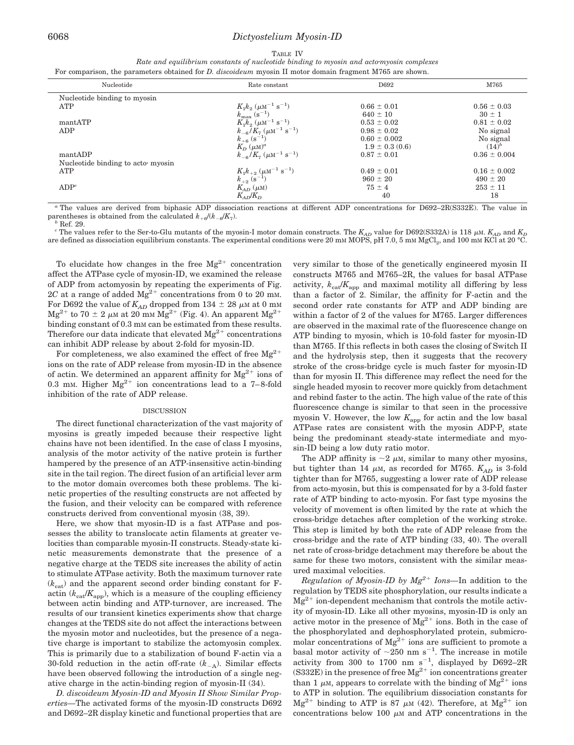TABLE IV

*Rate and equilibrium constants of nucleotide binding to myosin and acto·myosin complexes*

For comparison, the parameters obtained for *D. discoideum* myosin II motor domain fragment M765 are shown.

| Nucleotide | Rate constant | D692 | M765 |
|---|---|---|---|
| Nucleotide binding to myosin | | | |
| ATP | $K_1k_2$ ($\mu M^{-1}$ $s^{-1}$) | 0.66 ± 0.01 | 0.56 ± 0.03 |
| | $k_{max}$ ($s^{-1}$) | 640 ± 10 | 30 ± 1 |
| mantATP | $K_1k_2$ ($\mu M^{-1}$ $s^{-1}$) | 0.53 ± 0.02 | 0.81 ± 0.02 |
| ADP | $k_{-6}/K_7$ ($\mu M^{-1}$ $s^{-1}$) | 0.98 ± 0.02 | No signal |
| | $k_{+6}$ ($s^{-1}$) | 0.60 ± 0.002 | No signal |
| | $K_D$ ($\mu M$)[a] | 1.9 ± 0.3 (0.6) | (14)[b] |
| mantADP | $k_{-6}/K_7$ ($\mu M^{-1}$ $s^{-1}$) | 0.87 ± 0.01 | 0.36 ± 0.004 |
| Nucleotide binding to acto· myosin | | | |
| ATP | $K_1k_{+2}$ ($\mu M^{-1}$ $s^{-1}$) | 0.49 ± 0.01 | 0.16 ± 0.002 |
| | $k_{+2}$ ($s^{-1}$) | 960 ± 20 | 490 ± 20 |
| ADP[c] | $K_{AD}$ ($\mu M$) | 75 ± 4 | 253 ± 11 |
| | $K_{AD}/K_D$ | 40 | 18 |

[a] The values are derived from biphasic ADP dissociation reactions at different ADP concentrations for D692–2R(S332E). The value in parentheses is obtained from the calculated $k_{+6}/(k_{-6}/K_7)$.

[b] Ref. 29.

[c] The values refer to the Ser-to-Glu mutants of the myosin-I motor domain constructs. The $K_{AD}$ value for D692(S332A) is 118 $\mu M$. $K_{AD}$ and $K_D$ are defined as dissociation equilibrium constants. The experimental conditions were 20 mM MOPS, pH 7.0, 5 mM $MgCl_2$, and 100 mM KCl at 20 °C.

To elucidate how changes in the free $Mg^{2+}$ concentration affect the ATPase cycle of myosin-ID, we examined the release of ADP from actomyosin by repeating the experiments of Fig. 2*C* at a range of added $Mg^{2+}$ concentrations from 0 to 20 mM. For D692 the value of $K_{AD}$ dropped from 134 ± 28 $\mu M$ at 0 mM $Mg^{2+}$ to 70 ± 2 $\mu M$ at 20 mM $Mg^{2+}$ (Fig. 4). An apparent $Mg^{2+}$ binding constant of 0.3 mM can be estimated from these results. Therefore our data indicate that elevated $Mg^{2+}$ concentrations can inhibit ADP release by about 2-fold for myosin-ID.

For completeness, we also examined the effect of free $Mg^{2+}$ ions on the rate of ADP release from myosin-ID in the absence of actin. We determined an apparent affinity for $Mg^{2+}$ ions of 0.3 mM. Higher $Mg^{2+}$ ion concentrations lead to a 7–8-fold inhibition of the rate of ADP release.

## DISCUSSION

The direct functional characterization of the vast majority of myosins is greatly impeded because their respective light chains have not been identified. In the case of class I myosins, analysis of the motor activity of the native protein is further hampered by the presence of an ATP-insensitive actin-binding site in the tail region. The direct fusion of an artificial lever arm to the motor domain overcomes both these problems. The kinetic properties of the resulting constructs are not affected by the fusion, and their velocity can be compared with reference constructs derived from conventional myosin (38, 39).

Here, we show that myosin-ID is a fast ATPase and possesses the ability to translocate actin filaments at greater velocities than comparable myosin-II constructs. Steady-state kinetic measurements demonstrate that the presence of a negative charge at the TEDS site increases the ability of actin to stimulate ATPase activity. Both the maximum turnover rate ($k_{cat}$) and the apparent second order binding constant for F-actin ($k_{cat}/K_{app}$), which is a measure of the coupling efficiency between actin binding and ATP-turnover, are increased. The results of our transient kinetics experiments show that charge changes at the TEDS site do not affect the interactions between the myosin motor and nucleotides, but the presence of a negative charge is important to stabilize the actomyosin complex. This is primarily due to a stabilization of bound F-actin via a 30-fold reduction in the actin off-rate ($k_{-A}$). Similar effects have been observed following the introduction of a single negative charge in the actin-binding region of myosin-II (34).

*D. discoideum Myosin-ID and Myosin II Show Similar Properties*—The activated forms of the myosin-ID constructs D692 and D692–2R display kinetic and functional properties that are very similar to those of the genetically engineered myosin II constructs M765 and M765–2R, the values for basal ATPase activity, $k_{cat}/K_{app}$ and maximal motility all differing by less than a factor of 2. Similar, the affinity for F-actin and the second order rate constants for ATP and ADP binding are within a factor of 2 of the values for M765. Larger differences are observed in the maximal rate of the fluorescence change on ATP binding to myosin, which is 10-fold faster for myosin-ID than M765. If this reflects in both cases the closing of Switch II and the hydrolysis step, then it suggests that the recovery stroke of the cross-bridge cycle is much faster for myosin-ID than for myosin II. This difference may reflect the need for the single headed myosin to recover more quickly from detachment and rebind faster to the actin. The high value of the rate of this fluorescence change is similar to that seen in the processive myosin V. However, the low $K_{app}$ for actin and the low basal ATPase rates are consistent with the myosin ADP·$P_i$ state being the predominant steady-state intermediate and myosin-ID being a low duty ratio motor.

The ADP affinity is ~2 $\mu M$, similar to many other myosins, but tighter than 14 $\mu M$, as recorded for M765. $K_{AD}$ is 3-fold tighter than for M765, suggesting a lower rate of ADP release from acto-myosin, but this is compensated for by a 3-fold faster rate of ATP binding to acto-myosin. For fast type myosins the velocity of movement is often limited by the rate at which the cross-bridge detaches after completion of the working stroke. This step is limited by both the rate of ADP release from the cross-bridge and the rate of ATP binding (33, 40). The overall net rate of cross-bridge detachment may therefore be about the same for these two motors, consistent with the similar measured maximal velocities.

*Regulation of Myosin-ID by $Mg^{2+}$ Ions*—In addition to the regulation by TEDS site phosphorylation, our results indicate a $Mg^{2+}$ ion-dependent mechanism that controls the motile activity of myosin-ID. Like all other myosins, myosin-ID is only an active motor in the presence of $Mg^{2+}$ ions. Both in the case of the phosphorylated and dephosphorylated protein, submicromolar concentrations of $Mg^{2+}$ ions are sufficient to promote a basal motor activity of ~250 nm $s^{-1}$. The increase in motile activity from 300 to 1700 nm $s^{-1}$, displayed by D692–2R (S332E) in the presence of free $Mg^{2+}$ ion concentrations greater than 1 $\mu M$, appears to correlate with the binding of $Mg^{2+}$ ions to ATP in solution. The equilibrium dissociation constants for $Mg^{2+}$ binding to ATP is 87 $\mu M$ (42). Therefore, at $Mg^{2+}$ ion concentrations below 100 $\mu M$ and ATP concentrations in the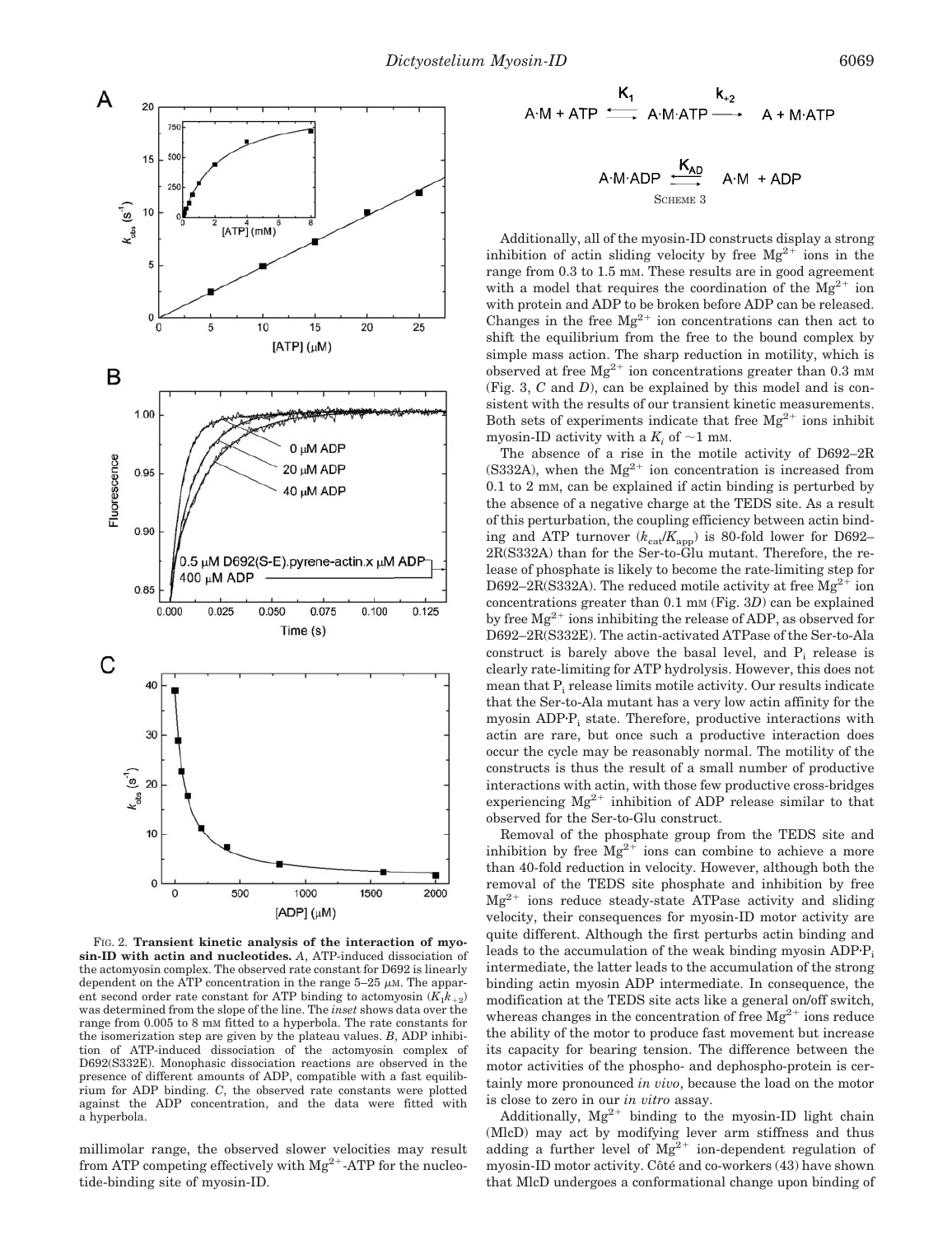FIG. 2. **Transient kinetic analysis of the interaction of myosin-ID with actin and nucleotides.** *A*, ATP-induced dissociation of the actomyosin complex. The observed rate constant for D692 is linearly dependent on the ATP concentration in the range 5–25 μM. The apparent second order rate constant for ATP binding to actomyosin ($K_1k_{+2}$) was determined from the slope of the line. The *inset* shows data over the range from 0.005 to 8 mM fitted to a hyperbola. The rate constants for the isomerization step are given by the plateau values. *B*, ADP inhibition of ATP-induced dissociation of the actomyosin complex of D692(S332E). Monophasic dissociation reactions are observed in the presence of different amounts of ADP, compatible with a fast equilibrium for ADP binding. *C*, the observed rate constants were plotted against the ADP concentration, and the data were fitted with a hyperbola.

millimolar range, the observed slower velocities may result from ATP competing effectively with $Mg^{2+}$-ATP for the nucleotide-binding site of myosin-ID.

$$A{\cdot}M + ATP \underset{}{\overset{K_1}{\rightleftarrows}} A{\cdot}M{\cdot}ATP \overset{k_{+2}}{\longrightarrow} A + M{\cdot}ATP$$

$$A{\cdot}M{\cdot}ADP \underset{}{\overset{K_{AD}}{\rightleftarrows}} A{\cdot}M + ADP$$

SCHEME 3

Additionally, all of the myosin-ID constructs display a strong inhibition of actin sliding velocity by free $Mg^{2+}$ ions in the range from 0.3 to 1.5 mM. These results are in good agreement with a model that requires the coordination of the $Mg^{2+}$ ion with protein and ADP to be broken before ADP can be released. Changes in the free $Mg^{2+}$ ion concentrations can then act to shift the equilibrium from the free to the bound complex by simple mass action. The sharp reduction in motility, which is observed at free $Mg^{2+}$ ion concentrations greater than 0.3 mM (Fig. 3, *C* and *D*), can be explained by this model and is consistent with the results of our transient kinetic measurements. Both sets of experiments indicate that free $Mg^{2+}$ ions inhibit myosin-ID activity with a $K_i$ of ~1 mM.

The absence of a rise in the motile activity of D692–2R (S332A), when the $Mg^{2+}$ ion concentration is increased from 0.1 to 2 mM, can be explained if actin binding is perturbed by the absence of a negative charge at the TEDS site. As a result of this perturbation, the coupling efficiency between actin binding and ATP turnover ($k_{cat}/K_{app}$) is 80-fold lower for D692–2R(S332A) than for the Ser-to-Glu mutant. Therefore, the release of phosphate is likely to become the rate-limiting step for D692–2R(S332A). The reduced motile activity at free $Mg^{2+}$ ion concentrations greater than 0.1 mM (Fig. 3*D*) can be explained by free $Mg^{2+}$ ions inhibiting the release of ADP, as observed for D692–2R(S332E). The actin-activated ATPase of the Ser-to-Ala construct is barely above the basal level, and $P_i$ release is clearly rate-limiting for ATP hydrolysis. However, this does not mean that $P_i$ release limits motile activity. Our results indicate that the Ser-to-Ala mutant has a very low actin affinity for the myosin ADP·$P_i$ state. Therefore, productive interactions with actin are rare, but once such a productive interaction does occur the cycle may be reasonably normal. The motility of the constructs is thus the result of a small number of productive interactions with actin, with those few productive cross-bridges experiencing $Mg^{2+}$ inhibition of ADP release similar to that observed for the Ser-to-Glu construct.

Removal of the phosphate group from the TEDS site and inhibition by free $Mg^{2+}$ ions can combine to achieve a more than 40-fold reduction in velocity. However, although both the removal of the TEDS site phosphate and inhibition by free $Mg^{2+}$ ions reduce steady-state ATPase activity and sliding velocity, their consequences for myosin-ID motor activity are quite different. Although the first perturbs actin binding and leads to the accumulation of the weak binding myosin ADP·$P_i$ intermediate, the latter leads to the accumulation of the strong binding actin myosin ADP intermediate. In consequence, the modification at the TEDS site acts like a general on/off switch, whereas changes in the concentration of free $Mg^{2+}$ ions reduce the ability of the motor to produce fast movement but increase its capacity for bearing tension. The difference between the motor activities of the phospho- and dephospho-protein is certainly more pronounced *in vivo*, because the load on the motor is close to zero in our *in vitro* assay.

Additionally, $Mg^{2+}$ binding to the myosin-ID light chain (MlcD) may act by modifying lever arm stiffness and thus adding a further level of $Mg^{2+}$ ion-dependent regulation of myosin-ID motor activity. Côté and co-workers (43) have shown that MlcD undergoes a conformational change upon binding of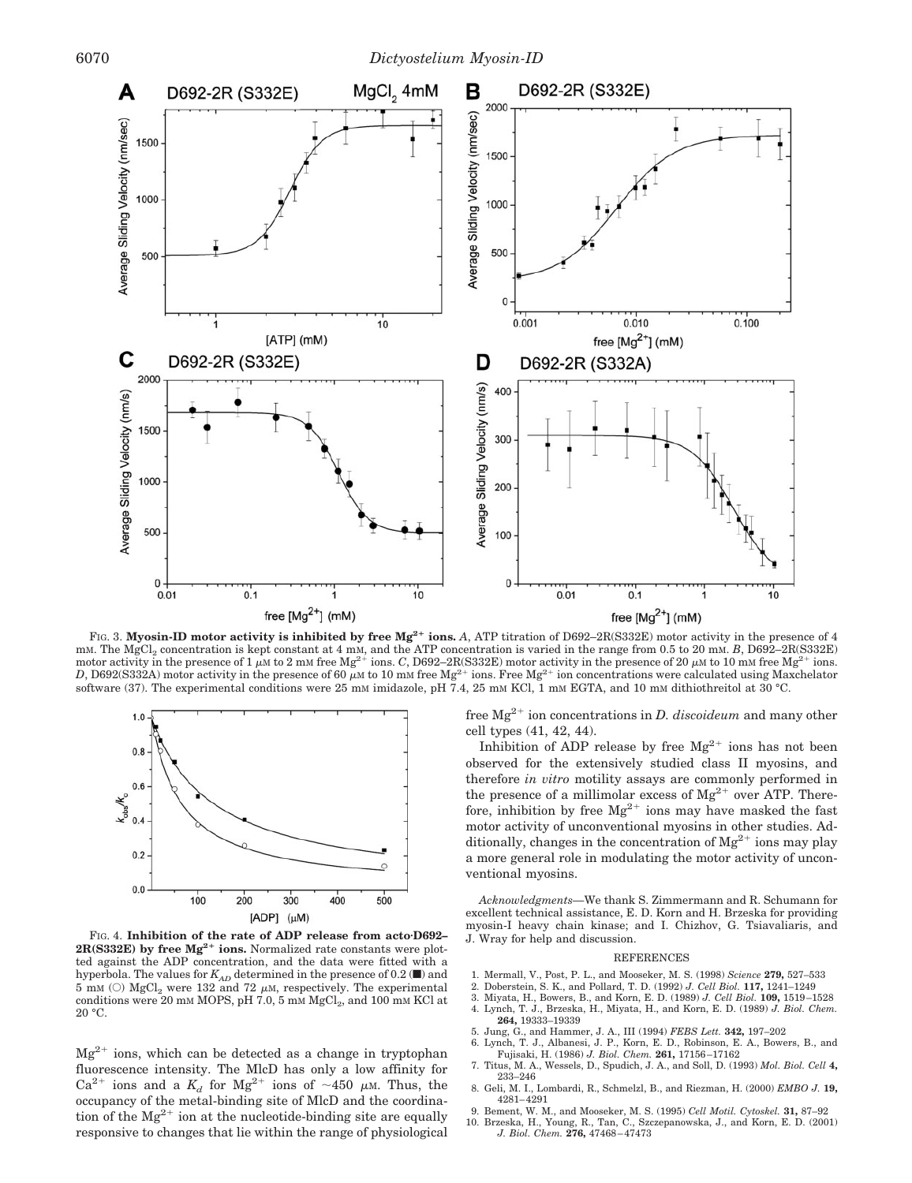FIG. 3. **Myosin-ID motor activity is inhibited by free $Mg^{2+}$ ions.** *A*, ATP titration of D692–2R(S332E) motor activity in the presence of 4 mM. The $MgCl_2$ concentration is kept constant at 4 mM, and the ATP concentration is varied in the range from 0.5 to 20 mM. *B*, D692–2R(S332E) motor activity in the presence of 1 μM to 2 mM free $Mg^{2+}$ ions. *C*, D692–2R(S332E) motor activity in the presence of 20 μM to 10 mM free $Mg^{2+}$ ions. *D*, D692(S332A) motor activity in the presence of 60 μM to 10 mM free $Mg^{2+}$ ions. Free $Mg^{2+}$ ion concentrations were calculated using Maxchelator software (37). The experimental conditions were 25 mM imidazole, pH 7.4, 25 mM KCl, 1 mM EGTA, and 10 mM dithiothreitol at 30 °C.

FIG. 4. **Inhibition of the rate of ADP release from acto·D692–2R(S332E) by free $Mg^{2+}$ ions.** Normalized rate constants were plotted against the ADP concentration, and the data were fitted with a hyperbola. The values for $K_{AD}$ determined in the presence of 0.2 (■) and 5 mM (○) $MgCl_2$ were 132 and 72 μM, respectively. The experimental conditions were 20 mM MOPS, pH 7.0, 5 mM $MgCl_2$, and 100 mM KCl at 20 °C.

$Mg^{2+}$ ions, which can be detected as a change in tryptophan fluorescence intensity. The MlcD has only a low affinity for $Ca^{2+}$ ions and a $K_d$ for $Mg^{2+}$ ions of ~450 μM. Thus, the occupancy of the metal-binding site of MlcD and the coordination of the $Mg^{2+}$ ion at the nucleotide-binding site are equally responsive to changes that lie within the range of physiological free $Mg^{2+}$ ion concentrations in *D. discoideum* and many other cell types (41, 42, 44).

Inhibition of ADP release by free $Mg^{2+}$ ions has not been observed for the extensively studied class II myosins, and therefore *in vitro* motility assays are commonly performed in the presence of a millimolar excess of $Mg^{2+}$ over ATP. Therefore, inhibition by free $Mg^{2+}$ ions may have masked the fast motor activity of unconventional myosins in other studies. Additionally, changes in the concentration of $Mg^{2+}$ ions may play a more general role in modulating the motor activity of unconventional myosins.

*Acknowledgments*—We thank S. Zimmermann and R. Schumann for excellent technical assistance, E. D. Korn and H. Brzeska for providing myosin-I heavy chain kinase; and I. Chizhov, G. Tsiavaliaris, and J. Wray for help and discussion.

## REFERENCES

1. Mermall, V., Post, P. L., and Mooseker, M. S. (1998) *Science* **279,** 527–533
2. Doberstein, S. K., and Pollard, T. D. (1992) *J. Cell Biol.* **117,** 1241–1249
3. Miyata, H., Bowers, B., and Korn, E. D. (1989) *J. Cell Biol.* **109,** 1519–1528
4. Lynch, T. J., Brzeska, H., Miyata, H., and Korn, E. D. (1989) *J. Biol. Chem.* **264,** 19333–19339
5. Jung, G., and Hammer, J. A., III (1994) *FEBS Lett.* **342,** 197–202
6. Lynch, T. J., Albanesi, J. P., Korn, E. D., Robinson, E. A., Bowers, B., and Fujisaki, H. (1986) *J. Biol. Chem.* **261,** 17156–17162
7. Titus, M. A., Wessels, D., Spudich, J. A., and Soll, D. (1993) *Mol. Biol. Cell* **4,** 233–246
8. Geli, M. I., Lombardi, R., Schmelzl, B., and Riezman, H. (2000) *EMBO J.* **19,** 4281–4291
9. Bement, W. M., and Mooseker, M. S. (1995) *Cell Motil. Cytoskel.* **31,** 87–92
10. Brzeska, H., Young, R., Tan, C., Szczepanowska, J., and Korn, E. D. (2001) *J. Biol. Chem.* **276,** 47468–47473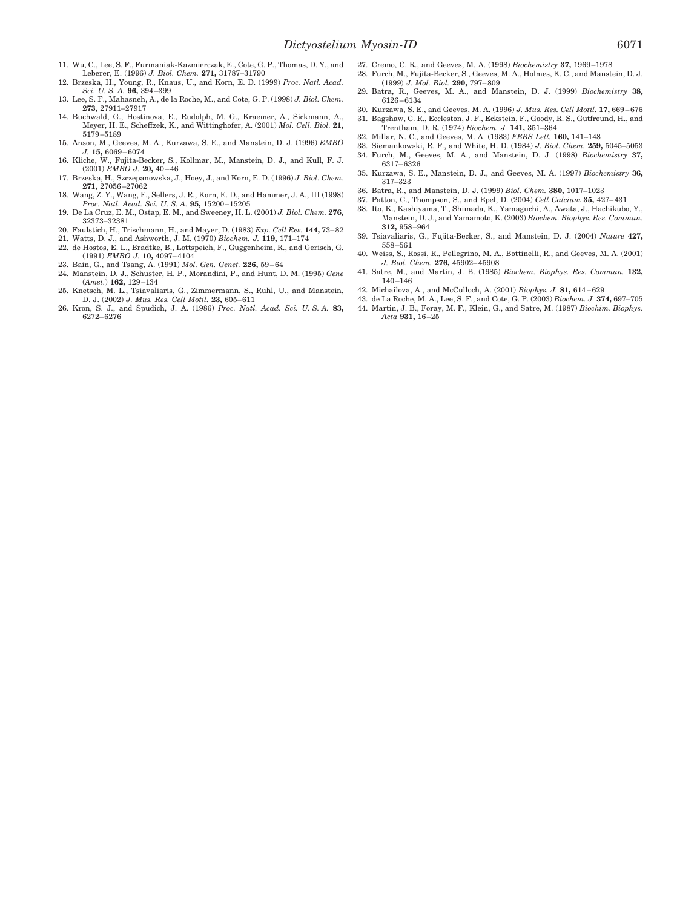11. Wu, C., Lee, S. F., Furmaniak-Kazmierczak, E., Cote, G. P., Thomas, D. Y., and Leberer, E. (1996) *J. Biol. Chem.* **271,** 31787–31790
12. Brzeska, H., Young, R., Knaus, U., and Korn, E. D. (1999) *Proc. Natl. Acad. Sci. U. S. A.* **96,** 394–399
13. Lee, S. F., Mahasneh, A., de la Roche, M., and Cote, G. P. (1998) *J. Biol. Chem.* **273,** 27911–27917
14. Buchwald, G., Hostinova, E., Rudolph, M. G., Kraemer, A., Sickmann, A., Meyer, H. E., Scheffzek, K., and Wittinghofer, A. (2001) *Mol. Cell. Biol.* **21,** 5179–5189
15. Anson, M., Geeves, M. A., Kurzawa, S. E., and Manstein, D. J. (1996) *EMBO J.* **15,** 6069–6074
16. Kliche, W., Fujita-Becker, S., Kollmar, M., Manstein, D. J., and Kull, F. J. (2001) *EMBO J.* **20,** 40–46
17. Brzeska, H., Szczepanowska, J., Hoey, J., and Korn, E. D. (1996) *J. Biol. Chem.* **271,** 27056–27062
18. Wang, Z. Y., Wang, F., Sellers, J. R., Korn, E. D., and Hammer, J. A., III (1998) *Proc. Natl. Acad. Sci. U. S. A.* **95,** 15200–15205
19. De La Cruz, E. M., Ostap, E. M., and Sweeney, H. L. (2001) *J. Biol. Chem.* **276,** 32373–32381
20. Faulstich, H., Trischmann, H., and Mayer, D. (1983) *Exp. Cell Res.* **144,** 73–82
21. Watts, D. J., and Ashworth, J. M. (1970) *Biochem. J.* **119,** 171–174
22. de Hostos, E. L., Bradtke, B., Lottspeich, F., Guggenheim, R., and Gerisch, G. (1991) *EMBO J.* **10,** 4097–4104
23. Bain, G., and Tsang, A. (1991) *Mol. Gen. Genet.* **226,** 59–64
24. Manstein, D. J., Schuster, H. P., Morandini, P., and Hunt, D. M. (1995) *Gene* (*Amst.*) **162,** 129–134
25. Knetsch, M. L., Tsiavaliaris, G., Zimmermann, S., Ruhl, U., and Manstein, D. J. (2002) *J. Mus. Res. Cell Motil.* **23,** 605–611
26. Kron, S. J., and Spudich, J. A. (1986) *Proc. Natl. Acad. Sci. U. S. A.* **83,** 6272–6276
27. Cremo, C. R., and Geeves, M. A. (1998) *Biochemistry* **37,** 1969–1978
28. Furch, M., Fujita-Becker, S., Geeves, M. A., Holmes, K. C., and Manstein, D. J. (1999) *J. Mol. Biol.* **290,** 797–809
29. Batra, R., Geeves, M. A., and Manstein, D. J. (1999) *Biochemistry* **38,** 6126–6134
30. Kurzawa, S. E., and Geeves, M. A. (1996) *J. Mus. Res. Cell Motil.* **17,** 669–676
31. Bagshaw, C. R., Eccleston, J. F., Eckstein, F., Goody, R. S., Gutfreund, H., and Trentham, D. R. (1974) *Biochem. J.* **141,** 351–364
32. Millar, N. C., and Geeves, M. A. (1983) *FEBS Lett.* **160,** 141–148
33. Siemankowski, R. F., and White, H. D. (1984) *J. Biol. Chem.* **259,** 5045–5053
34. Furch, M., Geeves, M. A., and Manstein, D. J. (1998) *Biochemistry* **37,** 6317–6326
35. Kurzawa, S. E., Manstein, D. J., and Geeves, M. A. (1997) *Biochemistry* **36,** 317–323
36. Batra, R., and Manstein, D. J. (1999) *Biol. Chem.* **380,** 1017–1023
37. Patton, C., Thompson, S., and Epel, D. (2004) *Cell Calcium* **35,** 427–431
38. Ito, K., Kashiyama, T., Shimada, K., Yamaguchi, A., Awata, J., Hachikubo, Y., Manstein, D. J., and Yamamoto, K. (2003) *Biochem. Biophys. Res. Commun.* **312,** 958–964
39. Tsiavaliaris, G., Fujita-Becker, S., and Manstein, D. J. (2004) *Nature* **427,** 558–561
40. Weiss, S., Rossi, R., Pellegrino, M. A., Bottinelli, R., and Geeves, M. A. (2001) *J. Biol. Chem.* **276,** 45902–45908
41. Satre, M., and Martin, J. B. (1985) *Biochem. Biophys. Res. Commun.* **132,** 140–146
42. Michailova, A., and McCulloch, A. (2001) *Biophys. J.* **81,** 614–629
43. de La Roche, M. A., Lee, S. F., and Cote, G. P. (2003) *Biochem. J.* **374,** 697–705
44. Martin, J. B., Foray, M. F., Klein, G., and Satre, M. (1987) *Biochim. Biophys. Acta* **931,** 16–25